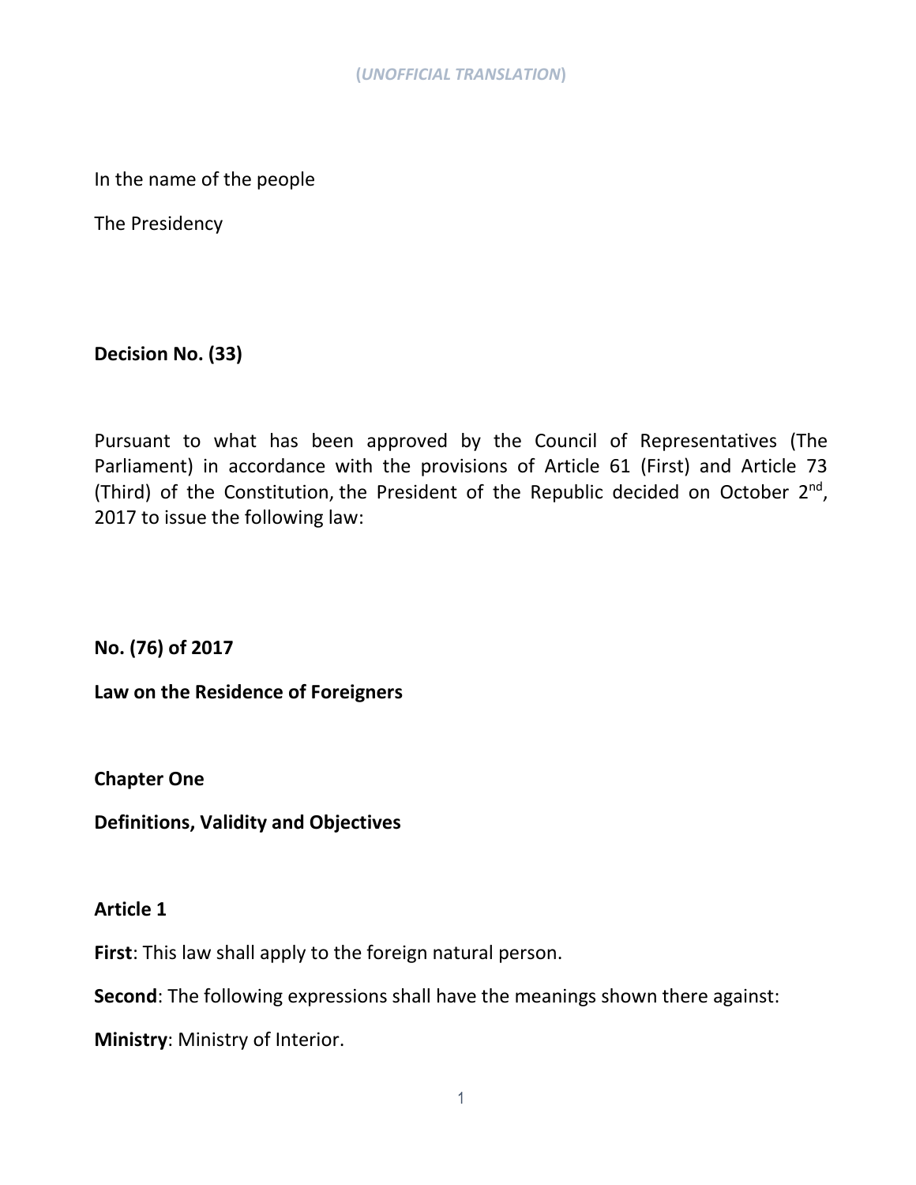(*UNOFFICIAL TRANSLATION*)

In the name of the people

The Presidency

**Decision No. (33)**

Pursuant to what has been approved by the Council of Representatives (The Parliament) in accordance with the provisions of Article 61 (First) and Article 73 (Third) of the Constitution, the President of the Republic decided on October 2nd, 2017 to issue the following law:

**No. (76) of 2017**

**Law on the Residence of Foreigners**

## Chapter One

## Definitions, Validity and Objectives

### Article 1

**First**: This law shall apply to the foreign natural person.

**Second**: The following expressions shall have the meanings shown there against:

**Ministry**: Ministry of Interior.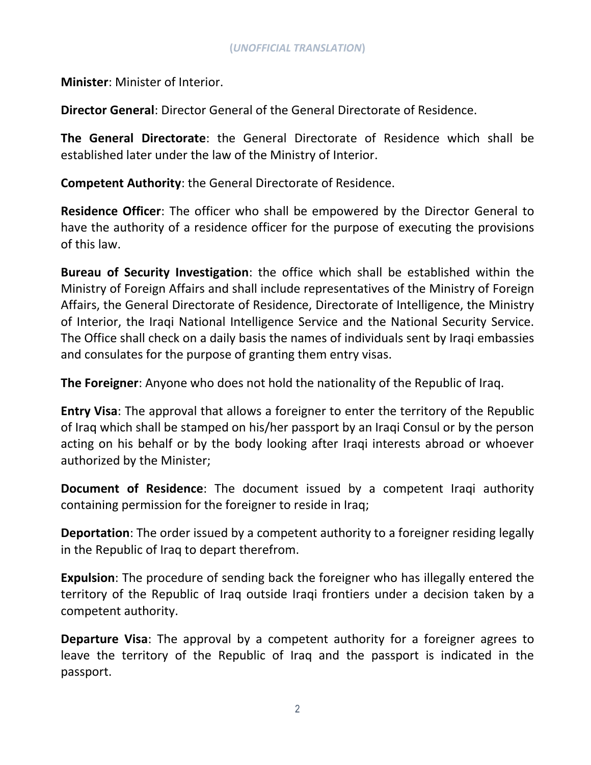**Minister**: Minister of Interior.

**Director General**: Director General of the General Directorate of Residence.

**The General Directorate**: the General Directorate of Residence which shall be established later under the law of the Ministry of Interior.

**Competent Authority**: the General Directorate of Residence.

**Residence Officer**: The officer who shall be empowered by the Director General to have the authority of a residence officer for the purpose of executing the provisions of this law.

**Bureau of Security Investigation**: the office which shall be established within the Ministry of Foreign Affairs and shall include representatives of the Ministry of Foreign Affairs, the General Directorate of Residence, Directorate of Intelligence, the Ministry of Interior, the Iraqi National Intelligence Service and the National Security Service. The Office shall check on a daily basis the names of individuals sent by Iraqi embassies and consulates for the purpose of granting them entry visas.

**The Foreigner**: Anyone who does not hold the nationality of the Republic of Iraq.

**Entry Visa**: The approval that allows a foreigner to enter the territory of the Republic of Iraq which shall be stamped on his/her passport by an Iraqi Consul or by the person acting on his behalf or by the body looking after Iraqi interests abroad or whoever authorized by the Minister;

**Document of Residence**: The document issued by a competent Iraqi authority containing permission for the foreigner to reside in Iraq;

**Deportation**: The order issued by a competent authority to a foreigner residing legally in the Republic of Iraq to depart therefrom.

**Expulsion**: The procedure of sending back the foreigner who has illegally entered the territory of the Republic of Iraq outside Iraqi frontiers under a decision taken by a competent authority.

**Departure Visa**: The approval by a competent authority for a foreigner agrees to leave the territory of the Republic of Iraq and the passport is indicated in the passport.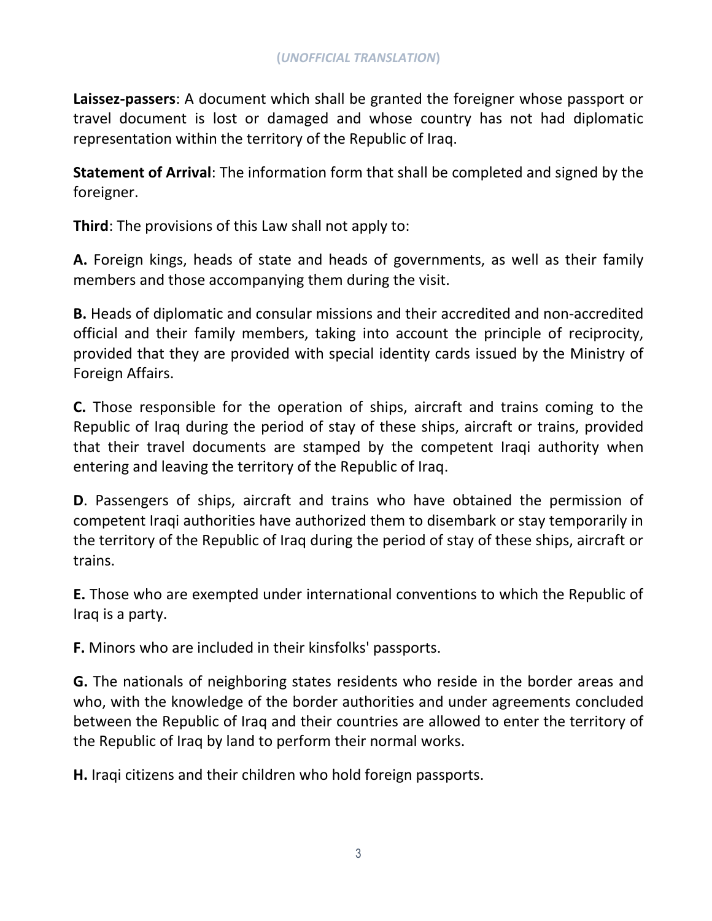(*UNOFFICIAL TRANSLATION*)

**Laissez-passers**: A document which shall be granted the foreigner whose passport or travel document is lost or damaged and whose country has not had diplomatic representation within the territory of the Republic of Iraq.

**Statement of Arrival**: The information form that shall be completed and signed by the foreigner.

**Third**: The provisions of this Law shall not apply to:

**A.** Foreign kings, heads of state and heads of governments, as well as their family members and those accompanying them during the visit.

**B.** Heads of diplomatic and consular missions and their accredited and non-accredited official and their family members, taking into account the principle of reciprocity, provided that they are provided with special identity cards issued by the Ministry of Foreign Affairs.

**C.** Those responsible for the operation of ships, aircraft and trains coming to the Republic of Iraq during the period of stay of these ships, aircraft or trains, provided that their travel documents are stamped by the competent Iraqi authority when entering and leaving the territory of the Republic of Iraq.

**D**. Passengers of ships, aircraft and trains who have obtained the permission of competent Iraqi authorities have authorized them to disembark or stay temporarily in the territory of the Republic of Iraq during the period of stay of these ships, aircraft or trains.

**E.** Those who are exempted under international conventions to which the Republic of Iraq is a party.

**F.** Minors who are included in their kinsfolks' passports.

**G.** The nationals of neighboring states residents who reside in the border areas and who, with the knowledge of the border authorities and under agreements concluded between the Republic of Iraq and their countries are allowed to enter the territory of the Republic of Iraq by land to perform their normal works.

**H.** Iraqi citizens and their children who hold foreign passports.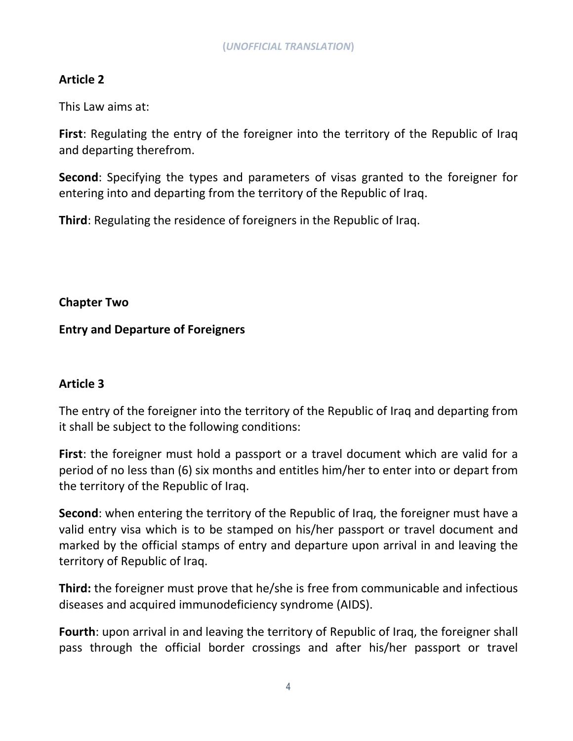**(*UNOFFICIAL TRANSLATION*)**

**Article 2**

This Law aims at:

**First**: Regulating the entry of the foreigner into the territory of the Republic of Iraq and departing therefrom.

**Second**: Specifying the types and parameters of visas granted to the foreigner for entering into and departing from the territory of the Republic of Iraq.

**Third**: Regulating the residence of foreigners in the Republic of Iraq.

## Chapter Two

## Entry and Departure of Foreigners

**Article 3**

The entry of the foreigner into the territory of the Republic of Iraq and departing from it shall be subject to the following conditions:

**First**: the foreigner must hold a passport or a travel document which are valid for a period of no less than (6) six months and entitles him/her to enter into or depart from the territory of the Republic of Iraq.

**Second**: when entering the territory of the Republic of Iraq, the foreigner must have a valid entry visa which is to be stamped on his/her passport or travel document and marked by the official stamps of entry and departure upon arrival in and leaving the territory of Republic of Iraq.

**Third:** the foreigner must prove that he/she is free from communicable and infectious diseases and acquired immunodeficiency syndrome (AIDS).

**Fourth**: upon arrival in and leaving the territory of Republic of Iraq, the foreigner shall pass through the official border crossings and after his/her passport or travel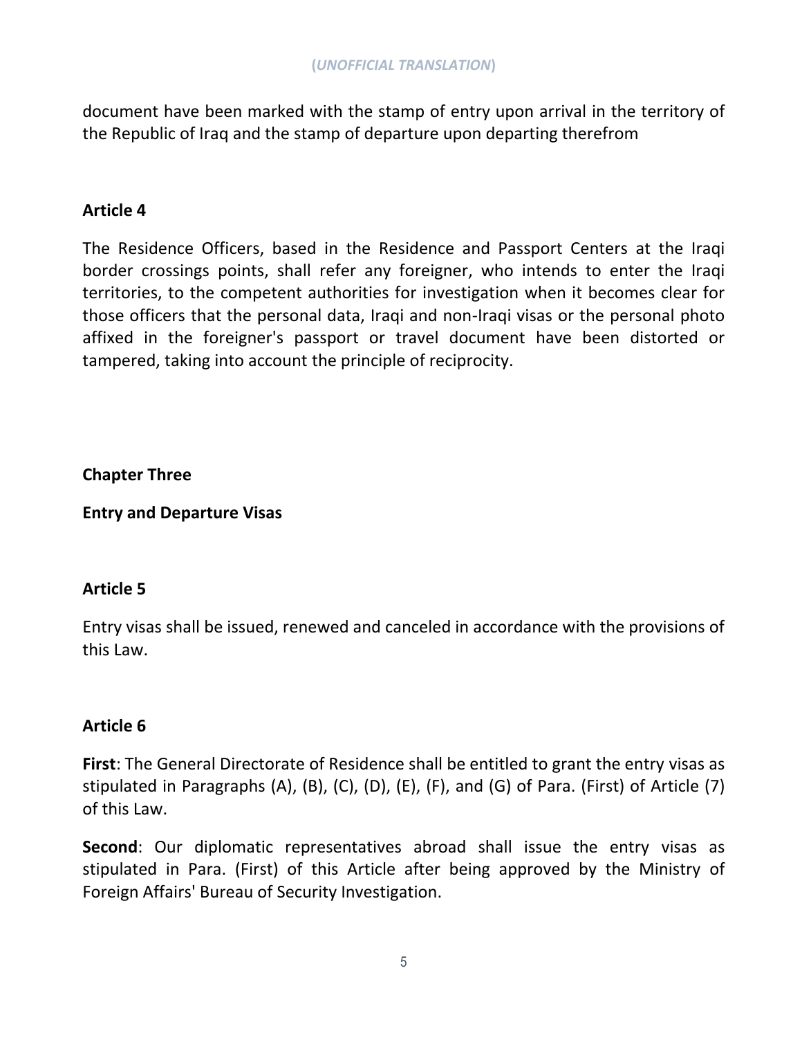document have been marked with the stamp of entry upon arrival in the territory of the Republic of Iraq and the stamp of departure upon departing therefrom

**Article 4**

The Residence Officers, based in the Residence and Passport Centers at the Iraqi border crossings points, shall refer any foreigner, who intends to enter the Iraqi territories, to the competent authorities for investigation when it becomes clear for those officers that the personal data, Iraqi and non-Iraqi visas or the personal photo affixed in the foreigner's passport or travel document have been distorted or tampered, taking into account the principle of reciprocity.

## Chapter Three

## Entry and Departure Visas

**Article 5**

Entry visas shall be issued, renewed and canceled in accordance with the provisions of this Law.

**Article 6**

**First**: The General Directorate of Residence shall be entitled to grant the entry visas as stipulated in Paragraphs (A), (B), (C), (D), (E), (F), and (G) of Para. (First) of Article (7) of this Law.

**Second**: Our diplomatic representatives abroad shall issue the entry visas as stipulated in Para. (First) of this Article after being approved by the Ministry of Foreign Affairs' Bureau of Security Investigation.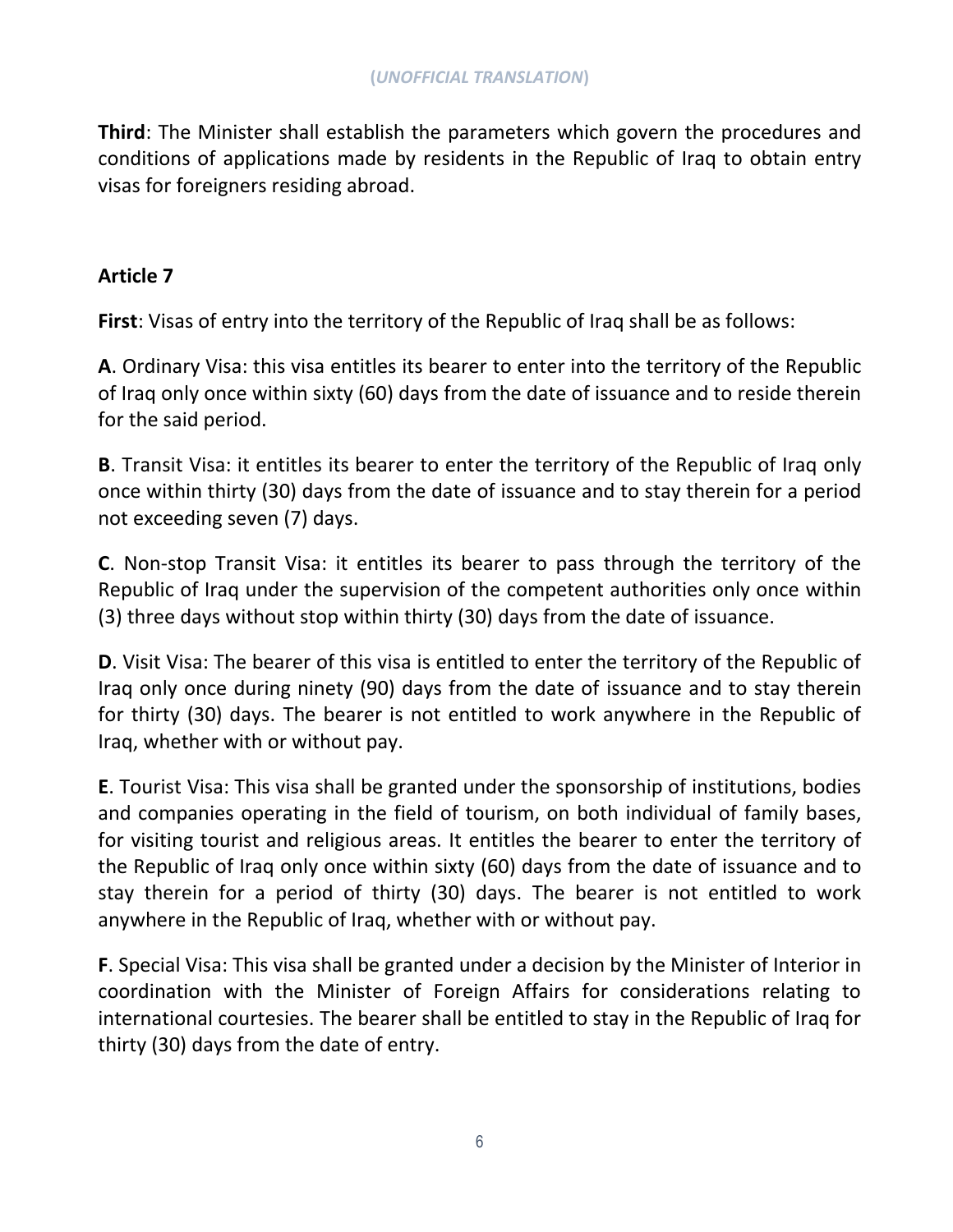**Third**: The Minister shall establish the parameters which govern the procedures and conditions of applications made by residents in the Republic of Iraq to obtain entry visas for foreigners residing abroad.

### Article 7

**First**: Visas of entry into the territory of the Republic of Iraq shall be as follows:

**A**. Ordinary Visa: this visa entitles its bearer to enter into the territory of the Republic of Iraq only once within sixty (60) days from the date of issuance and to reside therein for the said period.

**B**. Transit Visa: it entitles its bearer to enter the territory of the Republic of Iraq only once within thirty (30) days from the date of issuance and to stay therein for a period not exceeding seven (7) days.

**C**. Non-stop Transit Visa: it entitles its bearer to pass through the territory of the Republic of Iraq under the supervision of the competent authorities only once within (3) three days without stop within thirty (30) days from the date of issuance.

**D**. Visit Visa: The bearer of this visa is entitled to enter the territory of the Republic of Iraq only once during ninety (90) days from the date of issuance and to stay therein for thirty (30) days. The bearer is not entitled to work anywhere in the Republic of Iraq, whether with or without pay.

**E**. Tourist Visa: This visa shall be granted under the sponsorship of institutions, bodies and companies operating in the field of tourism, on both individual of family bases, for visiting tourist and religious areas. It entitles the bearer to enter the territory of the Republic of Iraq only once within sixty (60) days from the date of issuance and to stay therein for a period of thirty (30) days. The bearer is not entitled to work anywhere in the Republic of Iraq, whether with or without pay.

**F**. Special Visa: This visa shall be granted under a decision by the Minister of Interior in coordination with the Minister of Foreign Affairs for considerations relating to international courtesies. The bearer shall be entitled to stay in the Republic of Iraq for thirty (30) days from the date of entry.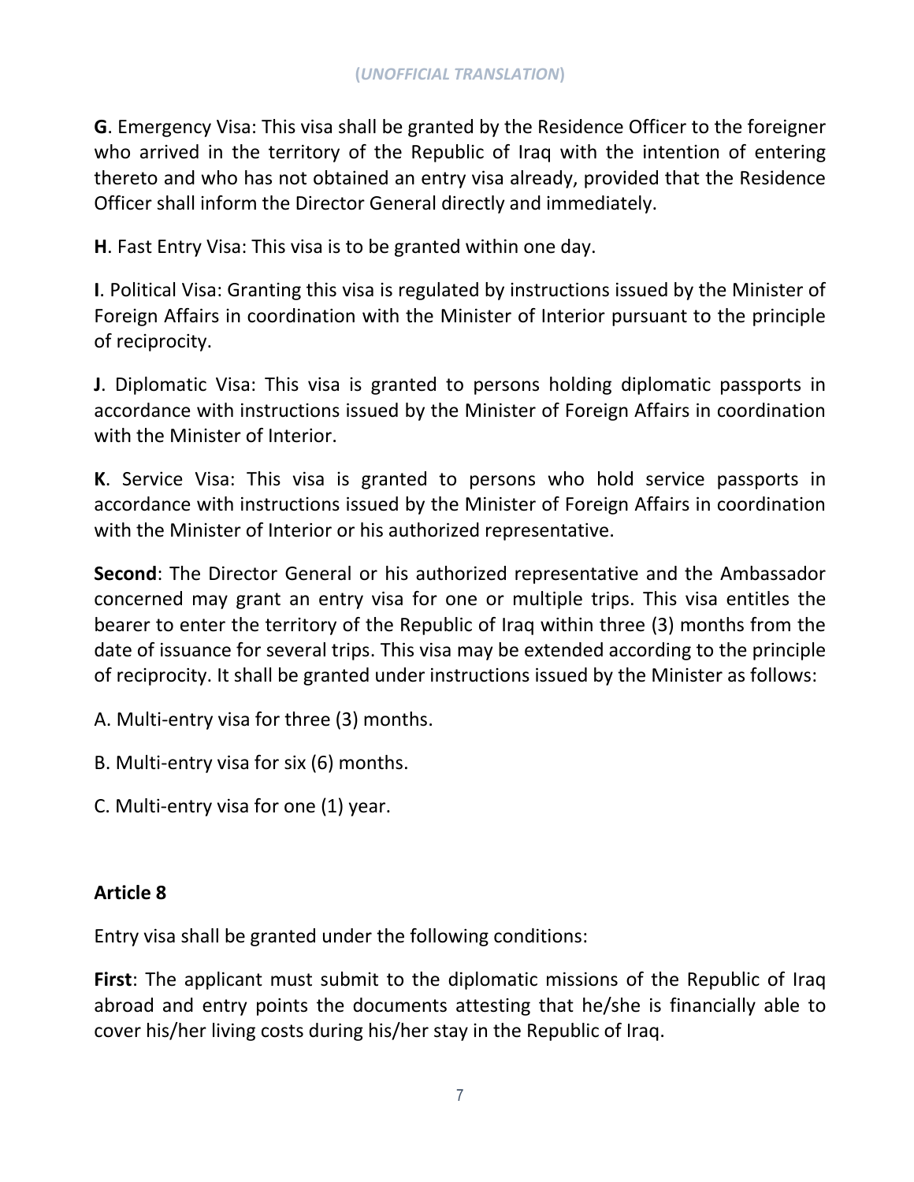**G**. Emergency Visa: This visa shall be granted by the Residence Officer to the foreigner who arrived in the territory of the Republic of Iraq with the intention of entering thereto and who has not obtained an entry visa already, provided that the Residence Officer shall inform the Director General directly and immediately.

**H**. Fast Entry Visa: This visa is to be granted within one day.

**I**. Political Visa: Granting this visa is regulated by instructions issued by the Minister of Foreign Affairs in coordination with the Minister of Interior pursuant to the principle of reciprocity.

**J**. Diplomatic Visa: This visa is granted to persons holding diplomatic passports in accordance with instructions issued by the Minister of Foreign Affairs in coordination with the Minister of Interior.

**K**. Service Visa: This visa is granted to persons who hold service passports in accordance with instructions issued by the Minister of Foreign Affairs in coordination with the Minister of Interior or his authorized representative.

**Second**: The Director General or his authorized representative and the Ambassador concerned may grant an entry visa for one or multiple trips. This visa entitles the bearer to enter the territory of the Republic of Iraq within three (3) months from the date of issuance for several trips. This visa may be extended according to the principle of reciprocity. It shall be granted under instructions issued by the Minister as follows:

A. Multi-entry visa for three (3) months.

B. Multi-entry visa for six (6) months.

C. Multi-entry visa for one (1) year.

### Article 8

Entry visa shall be granted under the following conditions:

**First**: The applicant must submit to the diplomatic missions of the Republic of Iraq abroad and entry points the documents attesting that he/she is financially able to cover his/her living costs during his/her stay in the Republic of Iraq.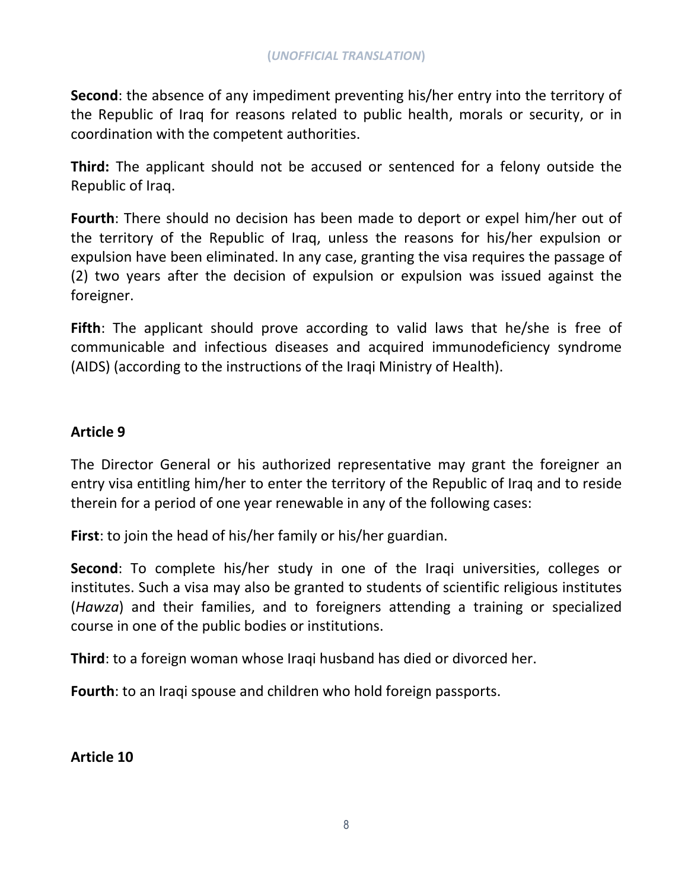(*UNOFFICIAL TRANSLATION*)

**Second**: the absence of any impediment preventing his/her entry into the territory of the Republic of Iraq for reasons related to public health, morals or security, or in coordination with the competent authorities.

**Third:** The applicant should not be accused or sentenced for a felony outside the Republic of Iraq.

**Fourth**: There should no decision has been made to deport or expel him/her out of the territory of the Republic of Iraq, unless the reasons for his/her expulsion or expulsion have been eliminated. In any case, granting the visa requires the passage of (2) two years after the decision of expulsion or expulsion was issued against the foreigner.

**Fifth**: The applicant should prove according to valid laws that he/she is free of communicable and infectious diseases and acquired immunodeficiency syndrome (AIDS) (according to the instructions of the Iraqi Ministry of Health).

**Article 9**

The Director General or his authorized representative may grant the foreigner an entry visa entitling him/her to enter the territory of the Republic of Iraq and to reside therein for a period of one year renewable in any of the following cases:

**First**: to join the head of his/her family or his/her guardian.

**Second**: To complete his/her study in one of the Iraqi universities, colleges or institutes. Such a visa may also be granted to students of scientific religious institutes (*Hawza*) and their families, and to foreigners attending a training or specialized course in one of the public bodies or institutions.

**Third**: to a foreign woman whose Iraqi husband has died or divorced her.

**Fourth**: to an Iraqi spouse and children who hold foreign passports.

**Article 10**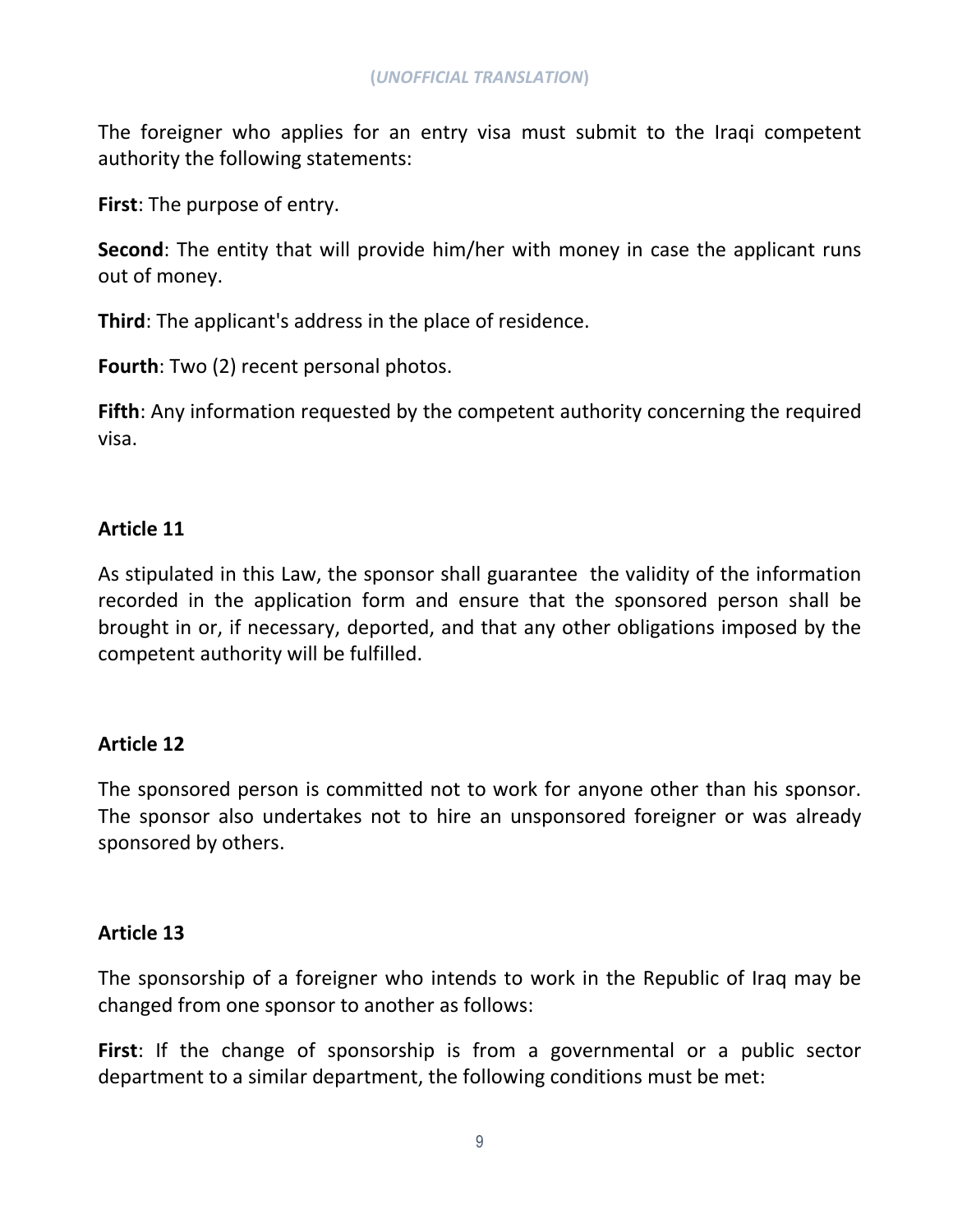The foreigner who applies for an entry visa must submit to the Iraqi competent authority the following statements:

**First**: The purpose of entry.

**Second**: The entity that will provide him/her with money in case the applicant runs out of money.

**Third**: The applicant's address in the place of residence.

**Fourth**: Two (2) recent personal photos.

**Fifth**: Any information requested by the competent authority concerning the required visa.

**Article 11**

As stipulated in this Law, the sponsor shall guarantee the validity of the information recorded in the application form and ensure that the sponsored person shall be brought in or, if necessary, deported, and that any other obligations imposed by the competent authority will be fulfilled.

**Article 12**

The sponsored person is committed not to work for anyone other than his sponsor. The sponsor also undertakes not to hire an unsponsored foreigner or was already sponsored by others.

**Article 13**

The sponsorship of a foreigner who intends to work in the Republic of Iraq may be changed from one sponsor to another as follows:

**First**: If the change of sponsorship is from a governmental or a public sector department to a similar department, the following conditions must be met: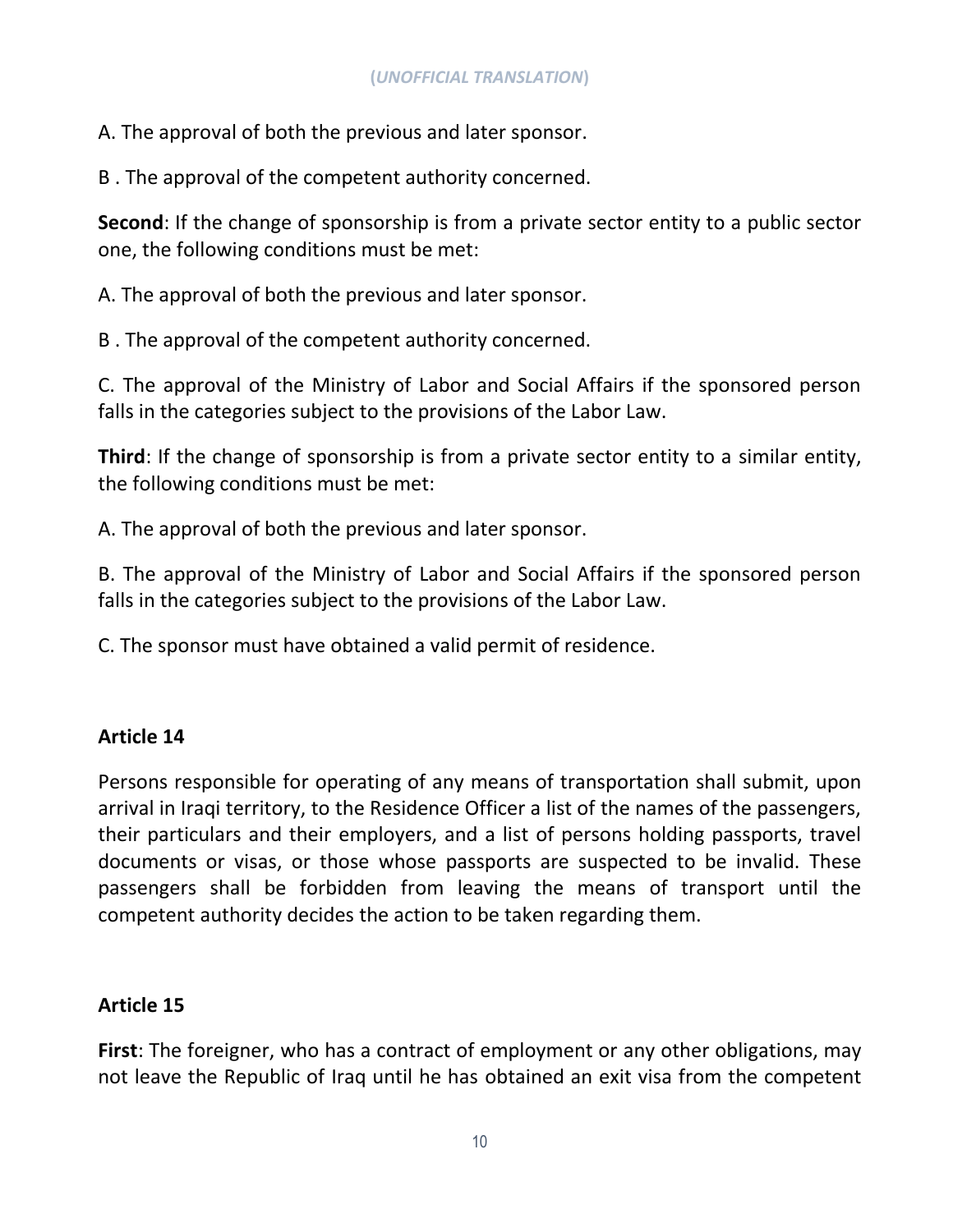A. The approval of both the previous and later sponsor.

B . The approval of the competent authority concerned.

**Second**: If the change of sponsorship is from a private sector entity to a public sector one, the following conditions must be met:

A. The approval of both the previous and later sponsor.

B . The approval of the competent authority concerned.

C. The approval of the Ministry of Labor and Social Affairs if the sponsored person falls in the categories subject to the provisions of the Labor Law.

**Third**: If the change of sponsorship is from a private sector entity to a similar entity, the following conditions must be met:

A. The approval of both the previous and later sponsor.

B. The approval of the Ministry of Labor and Social Affairs if the sponsored person falls in the categories subject to the provisions of the Labor Law.

C. The sponsor must have obtained a valid permit of residence.

### Article 14

Persons responsible for operating of any means of transportation shall submit, upon arrival in Iraqi territory, to the Residence Officer a list of the names of the passengers, their particulars and their employers, and a list of persons holding passports, travel documents or visas, or those whose passports are suspected to be invalid. These passengers shall be forbidden from leaving the means of transport until the competent authority decides the action to be taken regarding them.

### Article 15

**First**: The foreigner, who has a contract of employment or any other obligations, may not leave the Republic of Iraq until he has obtained an exit visa from the competent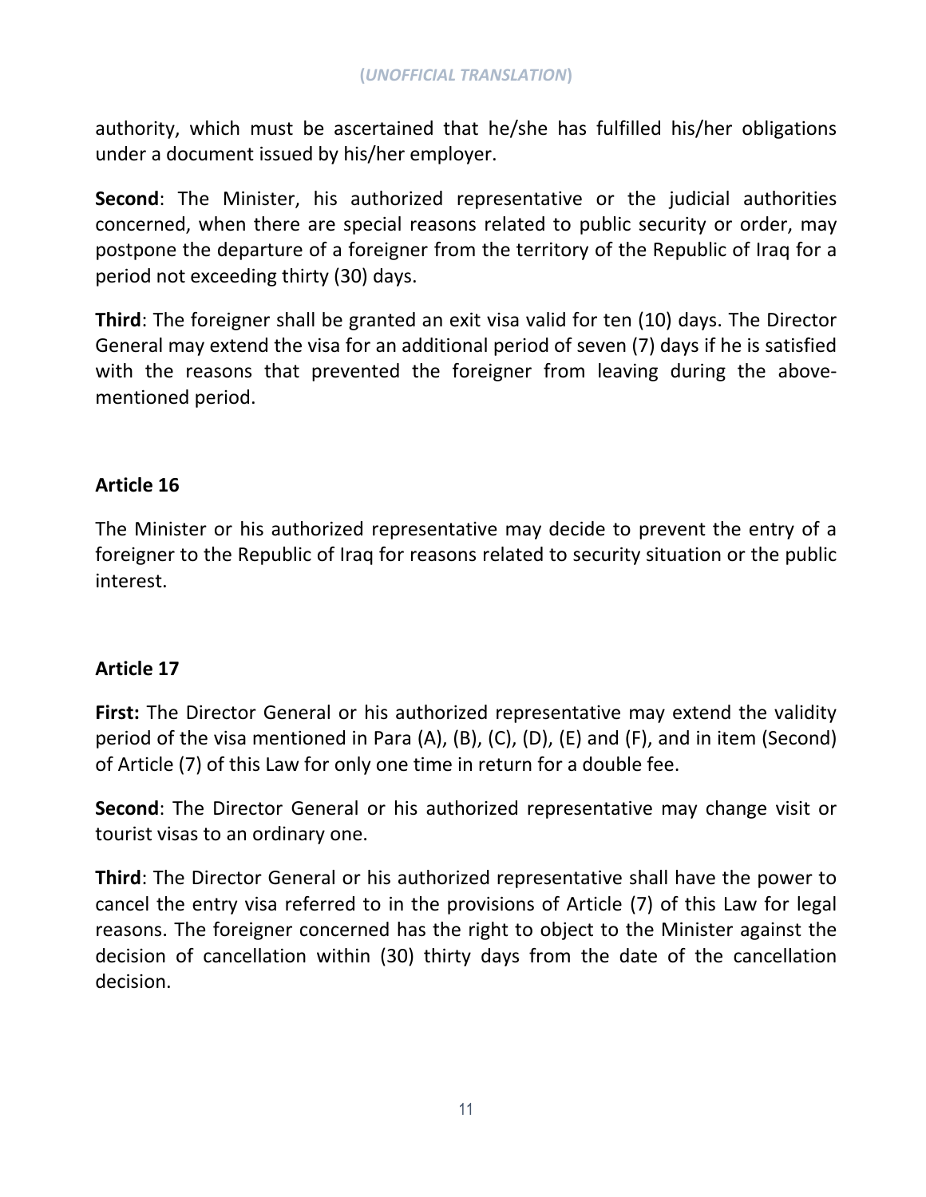authority, which must be ascertained that he/she has fulfilled his/her obligations under a document issued by his/her employer.

**Second**: The Minister, his authorized representative or the judicial authorities concerned, when there are special reasons related to public security or order, may postpone the departure of a foreigner from the territory of the Republic of Iraq for a period not exceeding thirty (30) days.

**Third**: The foreigner shall be granted an exit visa valid for ten (10) days. The Director General may extend the visa for an additional period of seven (7) days if he is satisfied with the reasons that prevented the foreigner from leaving during the above-mentioned period.

### Article 16

The Minister or his authorized representative may decide to prevent the entry of a foreigner to the Republic of Iraq for reasons related to security situation or the public interest.

### Article 17

**First:** The Director General or his authorized representative may extend the validity period of the visa mentioned in Para (A), (B), (C), (D), (E) and (F), and in item (Second) of Article (7) of this Law for only one time in return for a double fee.

**Second**: The Director General or his authorized representative may change visit or tourist visas to an ordinary one.

**Third**: The Director General or his authorized representative shall have the power to cancel the entry visa referred to in the provisions of Article (7) of this Law for legal reasons. The foreigner concerned has the right to object to the Minister against the decision of cancellation within (30) thirty days from the date of the cancellation decision.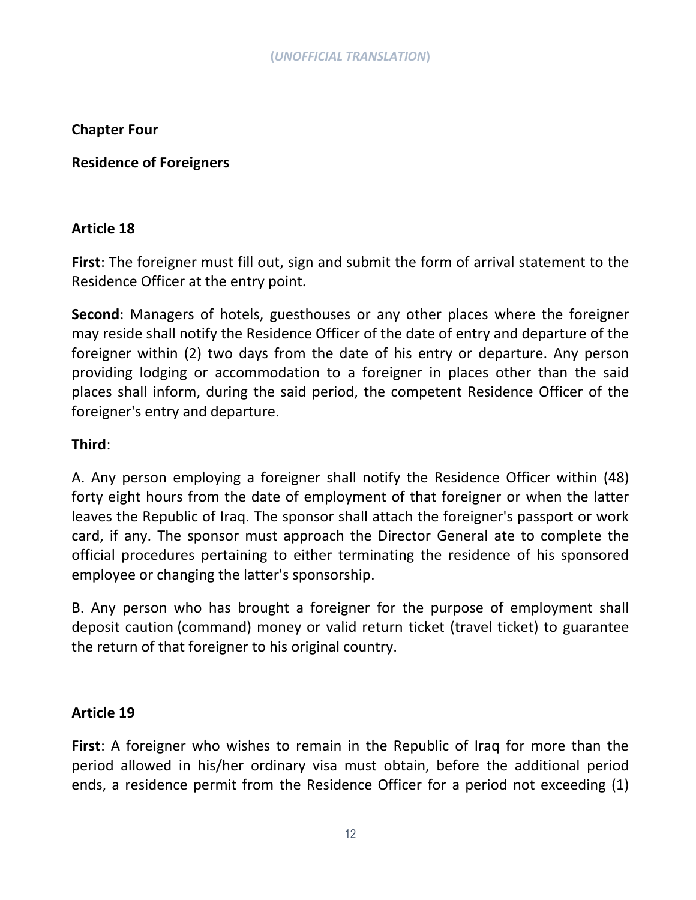(*UNOFFICIAL TRANSLATION*)

## Chapter Four

## Residence of Foreigners

### Article 18

**First**: The foreigner must fill out, sign and submit the form of arrival statement to the Residence Officer at the entry point.

**Second**: Managers of hotels, guesthouses or any other places where the foreigner may reside shall notify the Residence Officer of the date of entry and departure of the foreigner within (2) two days from the date of his entry or departure. Any person providing lodging or accommodation to a foreigner in places other than the said places shall inform, during the said period, the competent Residence Officer of the foreigner's entry and departure.

**Third**:

A. Any person employing a foreigner shall notify the Residence Officer within (48) forty eight hours from the date of employment of that foreigner or when the latter leaves the Republic of Iraq. The sponsor shall attach the foreigner's passport or work card, if any. The sponsor must approach the Director General ate to complete the official procedures pertaining to either terminating the residence of his sponsored employee or changing the latter's sponsorship.

B. Any person who has brought a foreigner for the purpose of employment shall deposit caution (command) money or valid return ticket (travel ticket) to guarantee the return of that foreigner to his original country.

### Article 19

**First**: A foreigner who wishes to remain in the Republic of Iraq for more than the period allowed in his/her ordinary visa must obtain, before the additional period ends, a residence permit from the Residence Officer for a period not exceeding (1)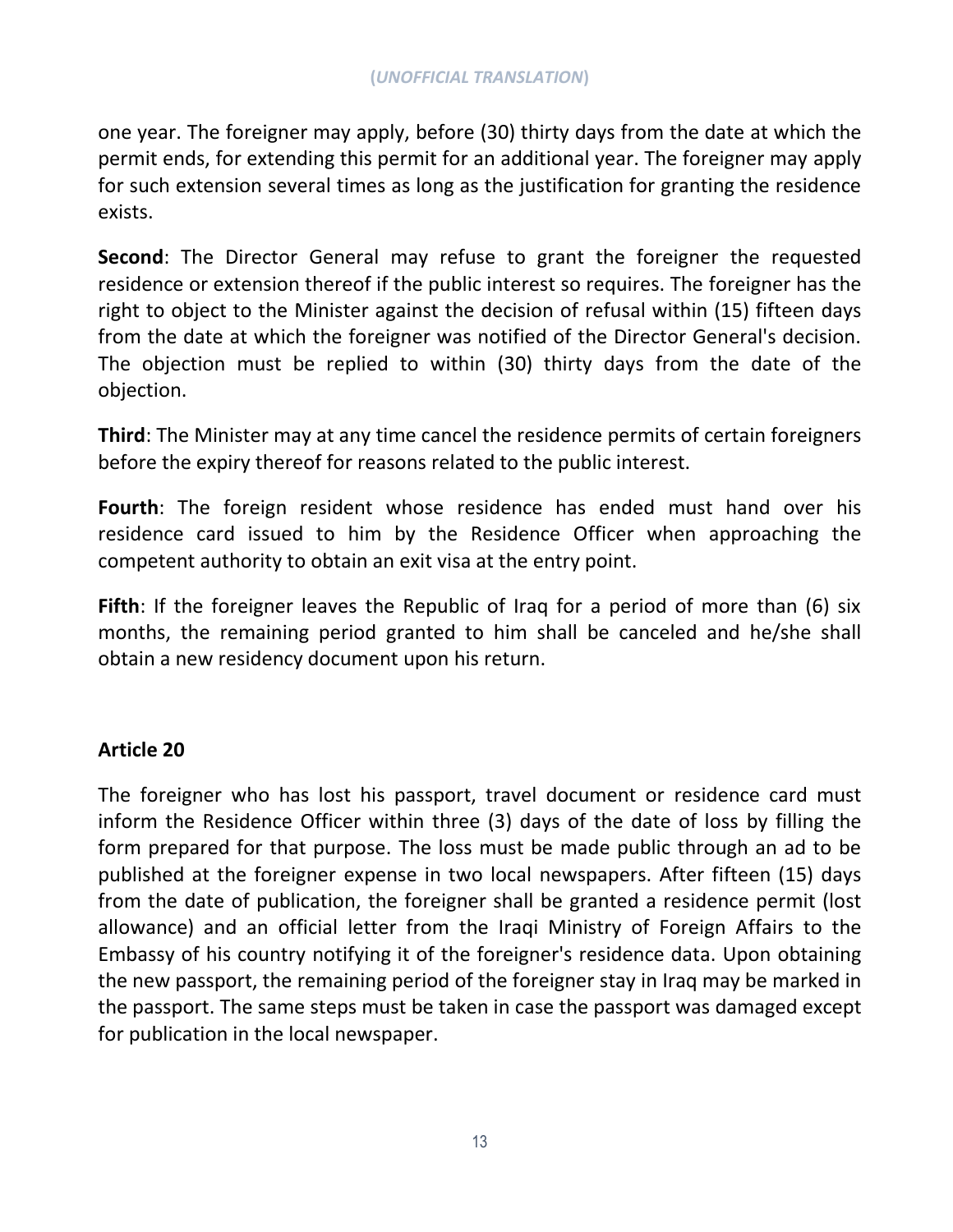one year. The foreigner may apply, before (30) thirty days from the date at which the permit ends, for extending this permit for an additional year. The foreigner may apply for such extension several times as long as the justification for granting the residence exists.

**Second**: The Director General may refuse to grant the foreigner the requested residence or extension thereof if the public interest so requires. The foreigner has the right to object to the Minister against the decision of refusal within (15) fifteen days from the date at which the foreigner was notified of the Director General's decision. The objection must be replied to within (30) thirty days from the date of the objection.

**Third**: The Minister may at any time cancel the residence permits of certain foreigners before the expiry thereof for reasons related to the public interest.

**Fourth**: The foreign resident whose residence has ended must hand over his residence card issued to him by the Residence Officer when approaching the competent authority to obtain an exit visa at the entry point.

**Fifth**: If the foreigner leaves the Republic of Iraq for a period of more than (6) six months, the remaining period granted to him shall be canceled and he/she shall obtain a new residency document upon his return.

### Article 20

The foreigner who has lost his passport, travel document or residence card must inform the Residence Officer within three (3) days of the date of loss by filling the form prepared for that purpose. The loss must be made public through an ad to be published at the foreigner expense in two local newspapers. After fifteen (15) days from the date of publication, the foreigner shall be granted a residence permit (lost allowance) and an official letter from the Iraqi Ministry of Foreign Affairs to the Embassy of his country notifying it of the foreigner's residence data. Upon obtaining the new passport, the remaining period of the foreigner stay in Iraq may be marked in the passport. The same steps must be taken in case the passport was damaged except for publication in the local newspaper.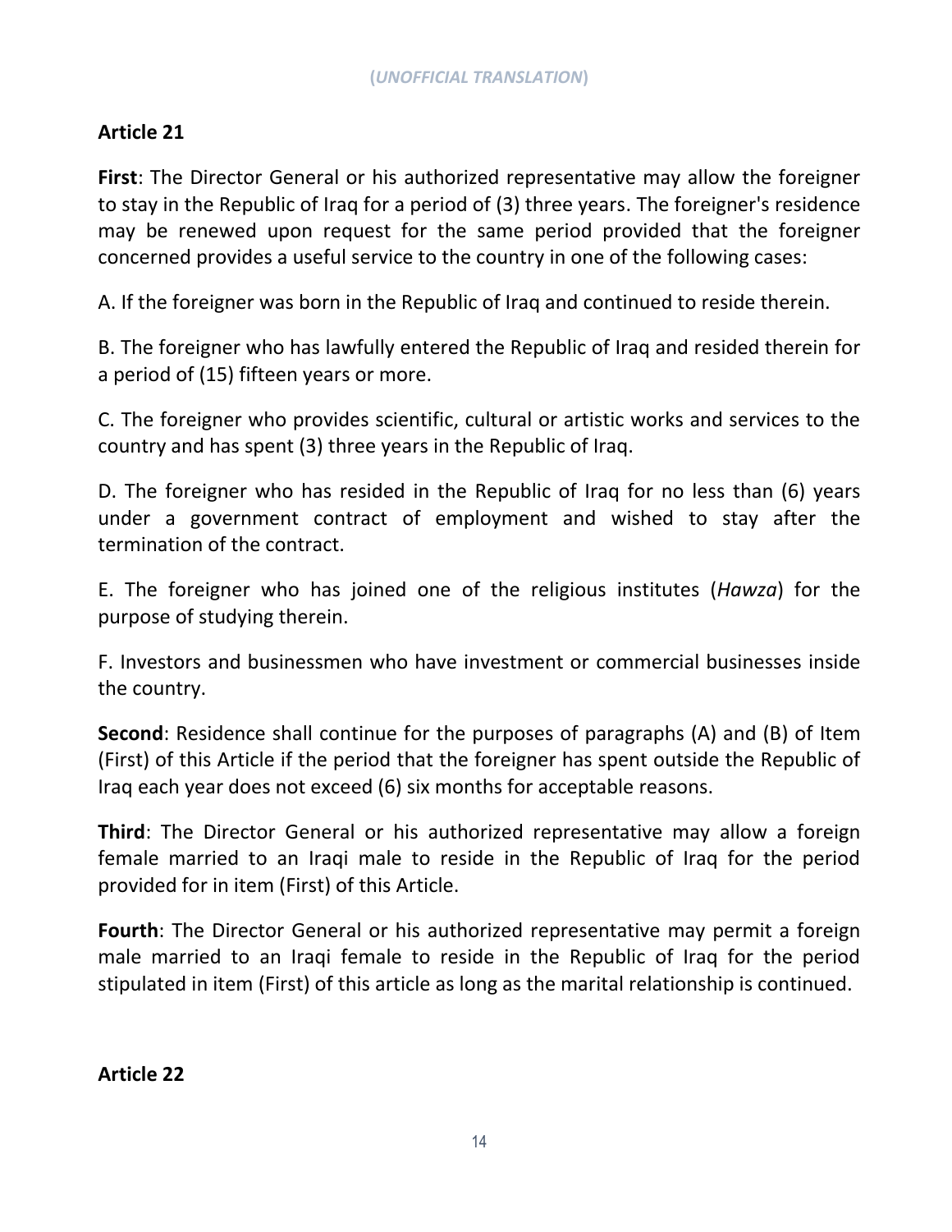(*UNOFFICIAL TRANSLATION*)

## Article 21

**First**: The Director General or his authorized representative may allow the foreigner to stay in the Republic of Iraq for a period of (3) three years. The foreigner's residence may be renewed upon request for the same period provided that the foreigner concerned provides a useful service to the country in one of the following cases:

A. If the foreigner was born in the Republic of Iraq and continued to reside therein.

B. The foreigner who has lawfully entered the Republic of Iraq and resided therein for a period of (15) fifteen years or more.

C. The foreigner who provides scientific, cultural or artistic works and services to the country and has spent (3) three years in the Republic of Iraq.

D. The foreigner who has resided in the Republic of Iraq for no less than (6) years under a government contract of employment and wished to stay after the termination of the contract.

E. The foreigner who has joined one of the religious institutes (*Hawza*) for the purpose of studying therein.

F. Investors and businessmen who have investment or commercial businesses inside the country.

**Second**: Residence shall continue for the purposes of paragraphs (A) and (B) of Item (First) of this Article if the period that the foreigner has spent outside the Republic of Iraq each year does not exceed (6) six months for acceptable reasons.

**Third**: The Director General or his authorized representative may allow a foreign female married to an Iraqi male to reside in the Republic of Iraq for the period provided for in item (First) of this Article.

**Fourth**: The Director General or his authorized representative may permit a foreign male married to an Iraqi female to reside in the Republic of Iraq for the period stipulated in item (First) of this article as long as the marital relationship is continued.

## Article 22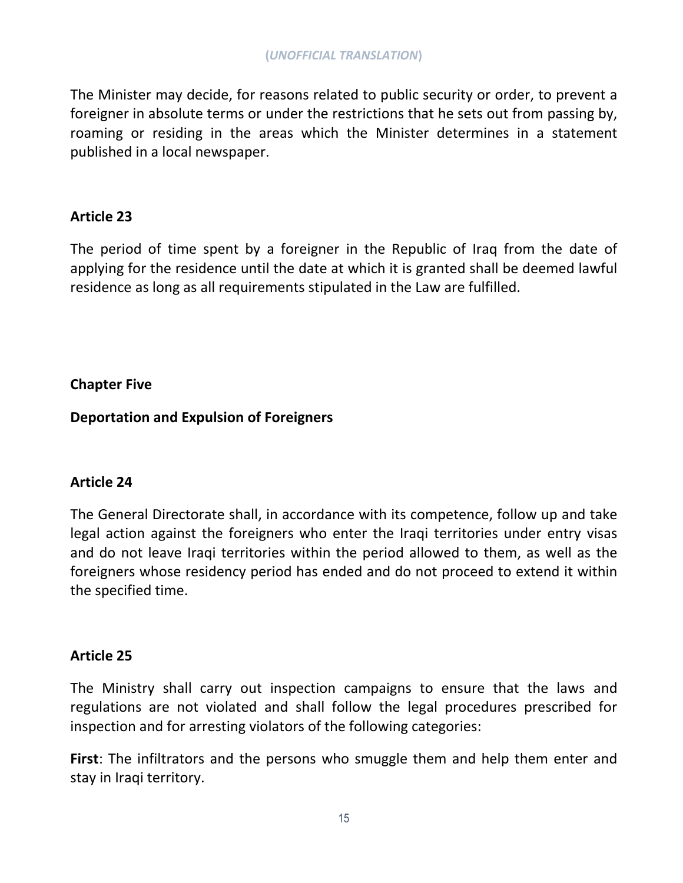The Minister may decide, for reasons related to public security or order, to prevent a foreigner in absolute terms or under the restrictions that he sets out from passing by, roaming or residing in the areas which the Minister determines in a statement published in a local newspaper.

### Article 23

The period of time spent by a foreigner in the Republic of Iraq from the date of applying for the residence until the date at which it is granted shall be deemed lawful residence as long as all requirements stipulated in the Law are fulfilled.

## Chapter Five

## Deportation and Expulsion of Foreigners

### Article 24

The General Directorate shall, in accordance with its competence, follow up and take legal action against the foreigners who enter the Iraqi territories under entry visas and do not leave Iraqi territories within the period allowed to them, as well as the foreigners whose residency period has ended and do not proceed to extend it within the specified time.

### Article 25

The Ministry shall carry out inspection campaigns to ensure that the laws and regulations are not violated and shall follow the legal procedures prescribed for inspection and for arresting violators of the following categories:

**First**: The infiltrators and the persons who smuggle them and help them enter and stay in Iraqi territory.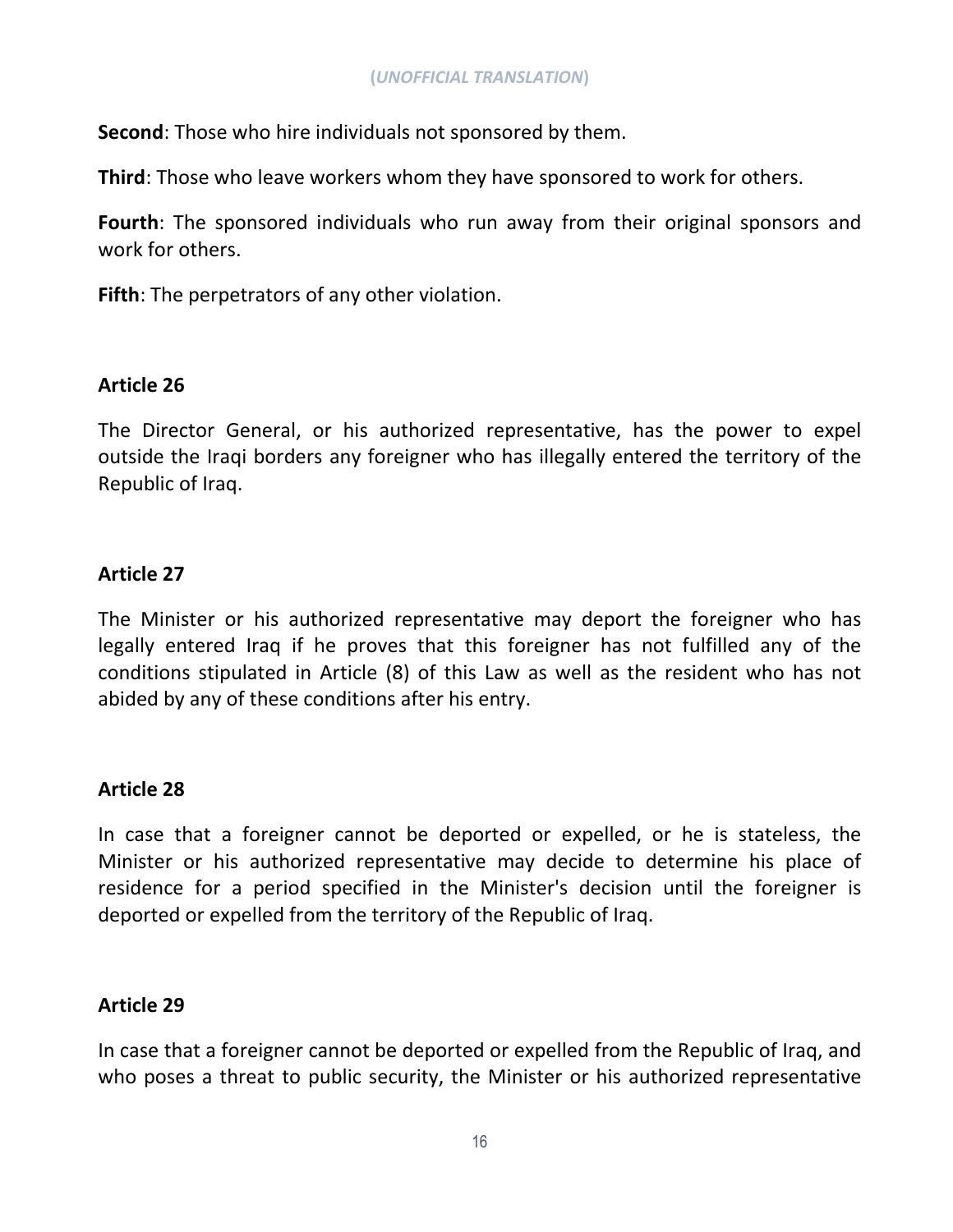**Second**: Those who hire individuals not sponsored by them.

**Third**: Those who leave workers whom they have sponsored to work for others.

**Fourth**: The sponsored individuals who run away from their original sponsors and work for others.

**Fifth**: The perpetrators of any other violation.

### Article 26

The Director General, or his authorized representative, has the power to expel outside the Iraqi borders any foreigner who has illegally entered the territory of the Republic of Iraq.

### Article 27

The Minister or his authorized representative may deport the foreigner who has legally entered Iraq if he proves that this foreigner has not fulfilled any of the conditions stipulated in Article (8) of this Law as well as the resident who has not abided by any of these conditions after his entry.

### Article 28

In case that a foreigner cannot be deported or expelled, or he is stateless, the Minister or his authorized representative may decide to determine his place of residence for a period specified in the Minister's decision until the foreigner is deported or expelled from the territory of the Republic of Iraq.

### Article 29

In case that a foreigner cannot be deported or expelled from the Republic of Iraq, and who poses a threat to public security, the Minister or his authorized representative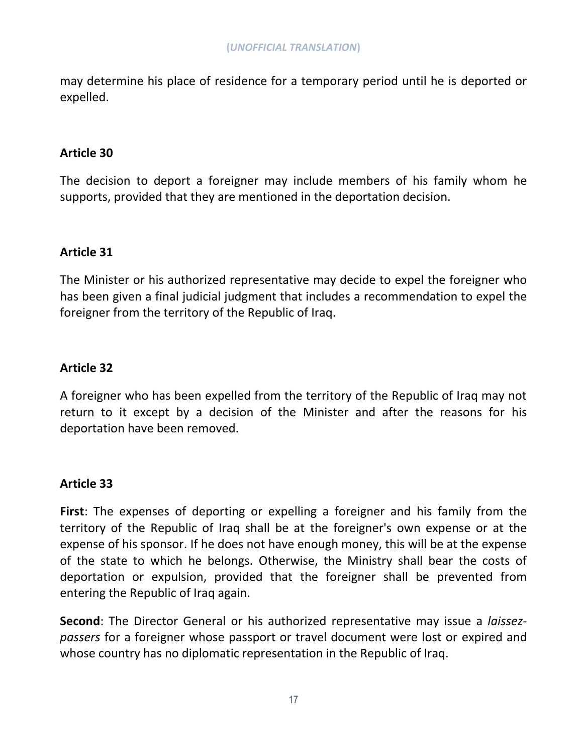may determine his place of residence for a temporary period until he is deported or expelled.

### Article 30

The decision to deport a foreigner may include members of his family whom he supports, provided that they are mentioned in the deportation decision.

### Article 31

The Minister or his authorized representative may decide to expel the foreigner who has been given a final judicial judgment that includes a recommendation to expel the foreigner from the territory of the Republic of Iraq.

### Article 32

A foreigner who has been expelled from the territory of the Republic of Iraq may not return to it except by a decision of the Minister and after the reasons for his deportation have been removed.

### Article 33

**First**: The expenses of deporting or expelling a foreigner and his family from the territory of the Republic of Iraq shall be at the foreigner's own expense or at the expense of his sponsor. If he does not have enough money, this will be at the expense of the state to which he belongs. Otherwise, the Ministry shall bear the costs of deportation or expulsion, provided that the foreigner shall be prevented from entering the Republic of Iraq again.

**Second**: The Director General or his authorized representative may issue a *laissez-passers* for a foreigner whose passport or travel document were lost or expired and whose country has no diplomatic representation in the Republic of Iraq.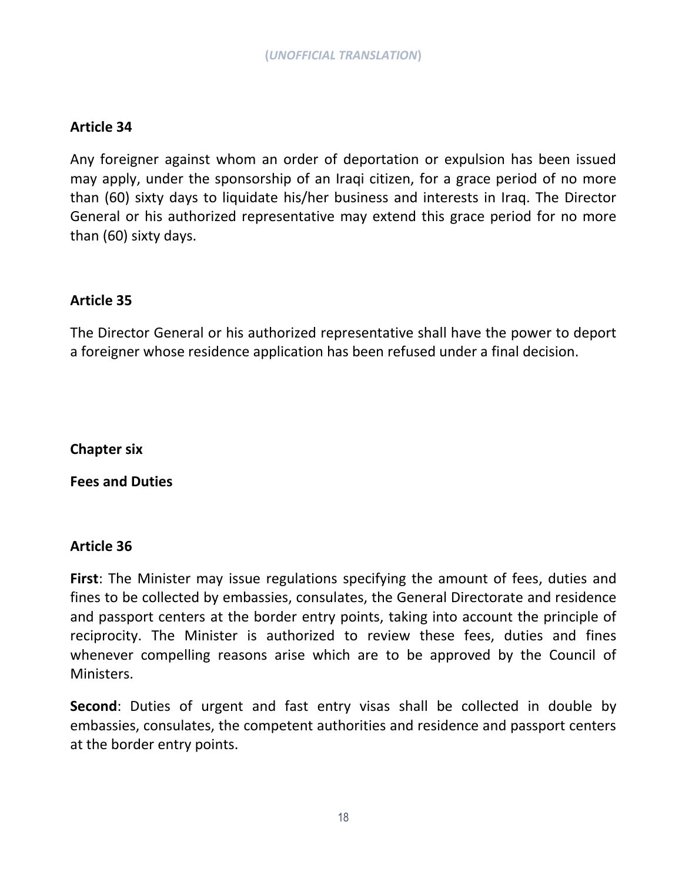**Article 34**

Any foreigner against whom an order of deportation or expulsion has been issued may apply, under the sponsorship of an Iraqi citizen, for a grace period of no more than (60) sixty days to liquidate his/her business and interests in Iraq. The Director General or his authorized representative may extend this grace period for no more than (60) sixty days.

**Article 35**

The Director General or his authorized representative shall have the power to deport a foreigner whose residence application has been refused under a final decision.

## Chapter six

## Fees and Duties

**Article 36**

**First**: The Minister may issue regulations specifying the amount of fees, duties and fines to be collected by embassies, consulates, the General Directorate and residence and passport centers at the border entry points, taking into account the principle of reciprocity. The Minister is authorized to review these fees, duties and fines whenever compelling reasons arise which are to be approved by the Council of Ministers.

**Second**: Duties of urgent and fast entry visas shall be collected in double by embassies, consulates, the competent authorities and residence and passport centers at the border entry points.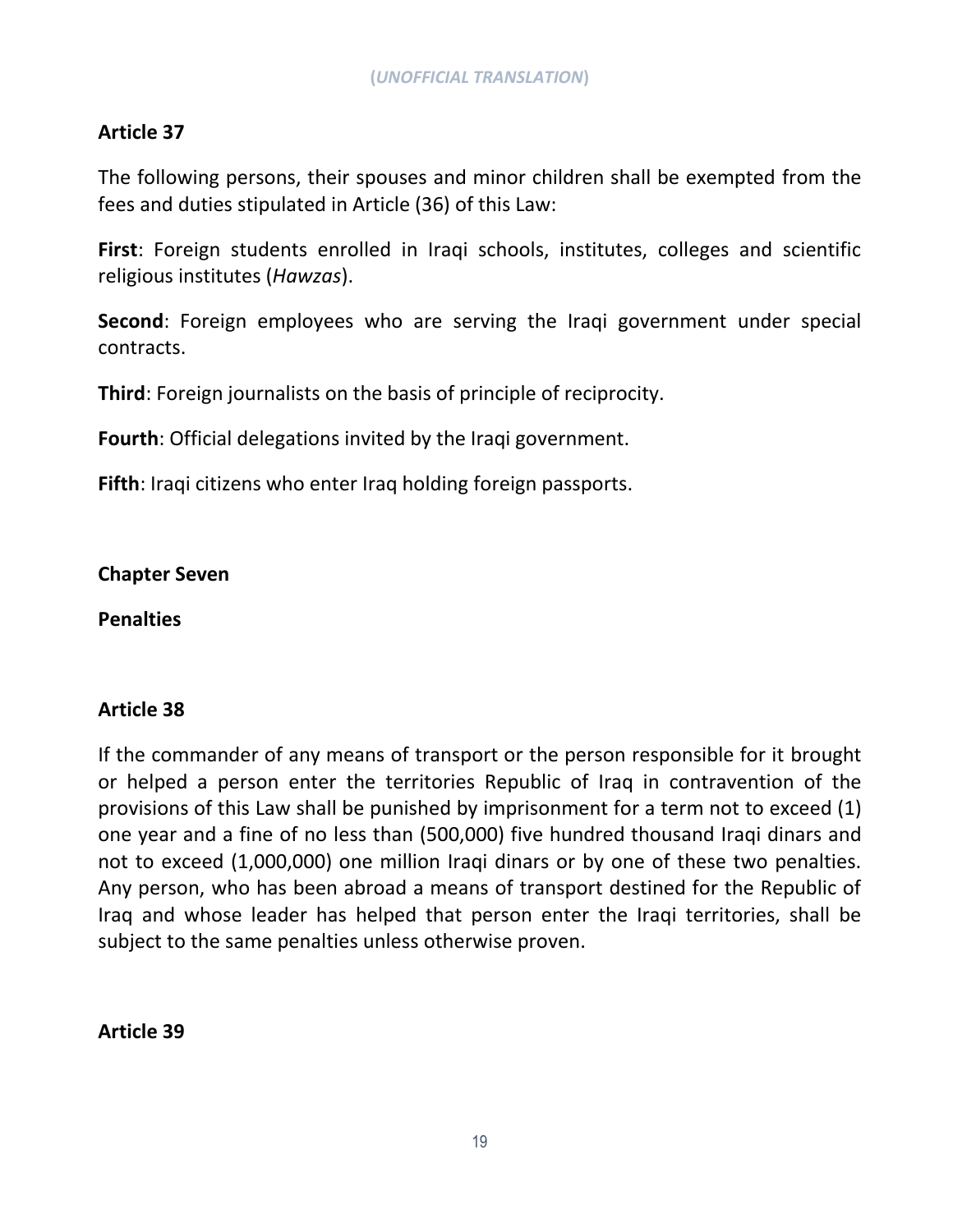(*UNOFFICIAL TRANSLATION*)

**Article 37**

The following persons, their spouses and minor children shall be exempted from the fees and duties stipulated in Article (36) of this Law:

**First**: Foreign students enrolled in Iraqi schools, institutes, colleges and scientific religious institutes (*Hawzas*).

**Second**: Foreign employees who are serving the Iraqi government under special contracts.

**Third**: Foreign journalists on the basis of principle of reciprocity.

**Fourth**: Official delegations invited by the Iraqi government.

**Fifth**: Iraqi citizens who enter Iraq holding foreign passports.

**Chapter Seven**

**Penalties**

**Article 38**

If the commander of any means of transport or the person responsible for it brought or helped a person enter the territories Republic of Iraq in contravention of the provisions of this Law shall be punished by imprisonment for a term not to exceed (1) one year and a fine of no less than (500,000) five hundred thousand Iraqi dinars and not to exceed (1,000,000) one million Iraqi dinars or by one of these two penalties. Any person, who has been abroad a means of transport destined for the Republic of Iraq and whose leader has helped that person enter the Iraqi territories, shall be subject to the same penalties unless otherwise proven.

**Article 39**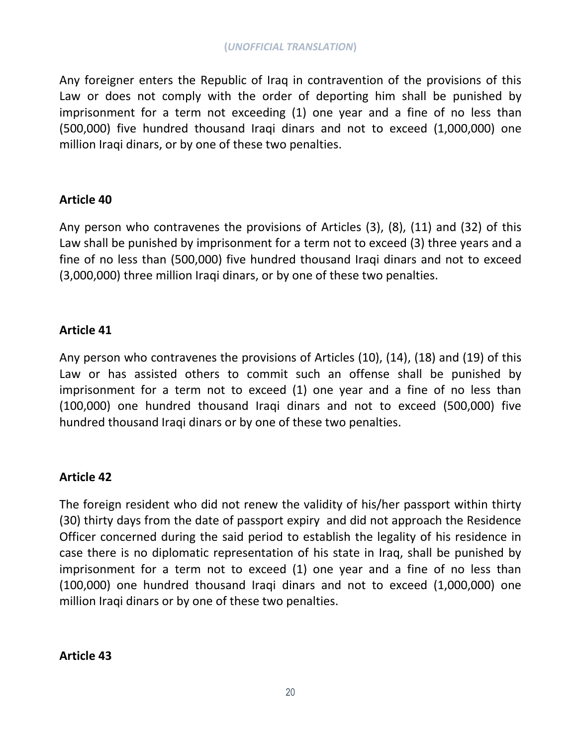Any foreigner enters the Republic of Iraq in contravention of the provisions of this Law or does not comply with the order of deporting him shall be punished by imprisonment for a term not exceeding (1) one year and a fine of no less than (500,000) five hundred thousand Iraqi dinars and not to exceed (1,000,000) one million Iraqi dinars, or by one of these two penalties.

**Article 40**

Any person who contravenes the provisions of Articles (3), (8), (11) and (32) of this Law shall be punished by imprisonment for a term not to exceed (3) three years and a fine of no less than (500,000) five hundred thousand Iraqi dinars and not to exceed (3,000,000) three million Iraqi dinars, or by one of these two penalties.

**Article 41**

Any person who contravenes the provisions of Articles (10), (14), (18) and (19) of this Law or has assisted others to commit such an offense shall be punished by imprisonment for a term not to exceed (1) one year and a fine of no less than (100,000) one hundred thousand Iraqi dinars and not to exceed (500,000) five hundred thousand Iraqi dinars or by one of these two penalties.

**Article 42**

The foreign resident who did not renew the validity of his/her passport within thirty (30) thirty days from the date of passport expiry and did not approach the Residence Officer concerned during the said period to establish the legality of his residence in case there is no diplomatic representation of his state in Iraq, shall be punished by imprisonment for a term not to exceed (1) one year and a fine of no less than (100,000) one hundred thousand Iraqi dinars and not to exceed (1,000,000) one million Iraqi dinars or by one of these two penalties.

**Article 43**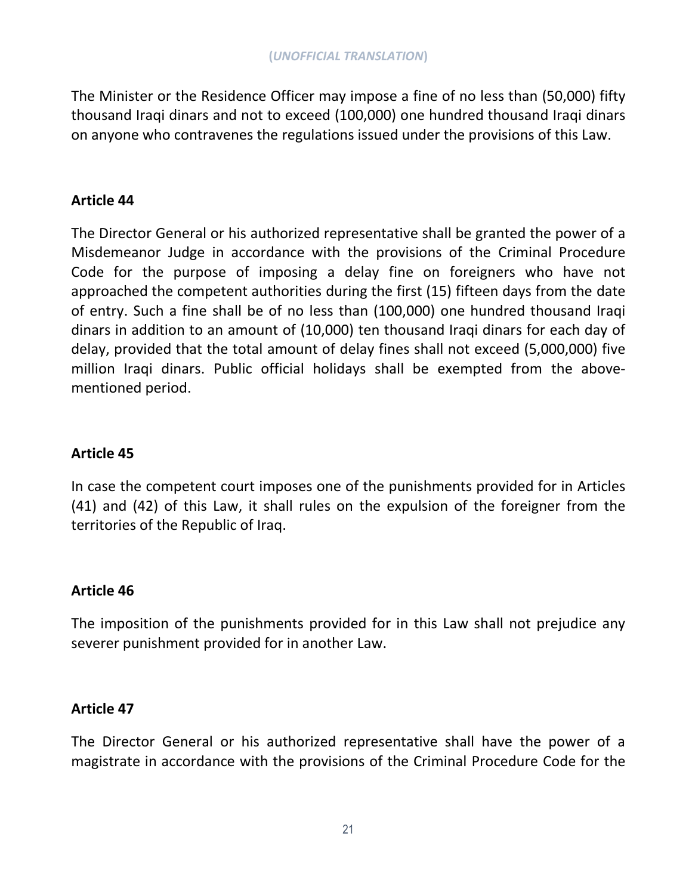The Minister or the Residence Officer may impose a fine of no less than (50,000) fifty thousand Iraqi dinars and not to exceed (100,000) one hundred thousand Iraqi dinars on anyone who contravenes the regulations issued under the provisions of this Law.

### Article 44

The Director General or his authorized representative shall be granted the power of a Misdemeanor Judge in accordance with the provisions of the Criminal Procedure Code for the purpose of imposing a delay fine on foreigners who have not approached the competent authorities during the first (15) fifteen days from the date of entry. Such a fine shall be of no less than (100,000) one hundred thousand Iraqi dinars in addition to an amount of (10,000) ten thousand Iraqi dinars for each day of delay, provided that the total amount of delay fines shall not exceed (5,000,000) five million Iraqi dinars. Public official holidays shall be exempted from the above-mentioned period.

### Article 45

In case the competent court imposes one of the punishments provided for in Articles (41) and (42) of this Law, it shall rules on the expulsion of the foreigner from the territories of the Republic of Iraq.

### Article 46

The imposition of the punishments provided for in this Law shall not prejudice any severer punishment provided for in another Law.

### Article 47

The Director General or his authorized representative shall have the power of a magistrate in accordance with the provisions of the Criminal Procedure Code for the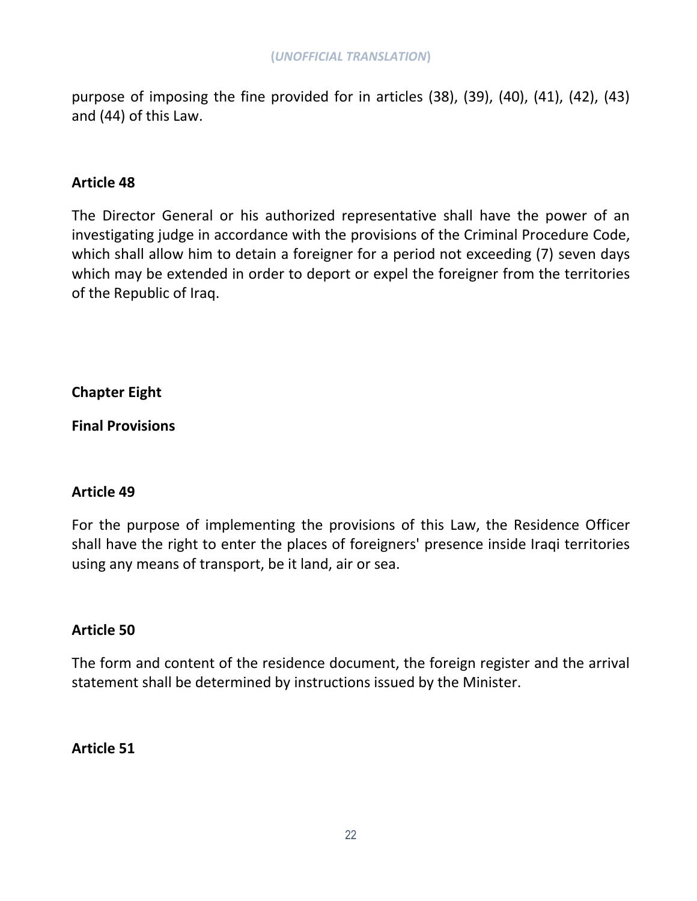purpose of imposing the fine provided for in articles (38), (39), (40), (41), (42), (43) and (44) of this Law.

**Article 48**

The Director General or his authorized representative shall have the power of an investigating judge in accordance with the provisions of the Criminal Procedure Code, which shall allow him to detain a foreigner for a period not exceeding (7) seven days which may be extended in order to deport or expel the foreigner from the territories of the Republic of Iraq.

## Chapter Eight

## Final Provisions

**Article 49**

For the purpose of implementing the provisions of this Law, the Residence Officer shall have the right to enter the places of foreigners' presence inside Iraqi territories using any means of transport, be it land, air or sea.

**Article 50**

The form and content of the residence document, the foreign register and the arrival statement shall be determined by instructions issued by the Minister.

**Article 51**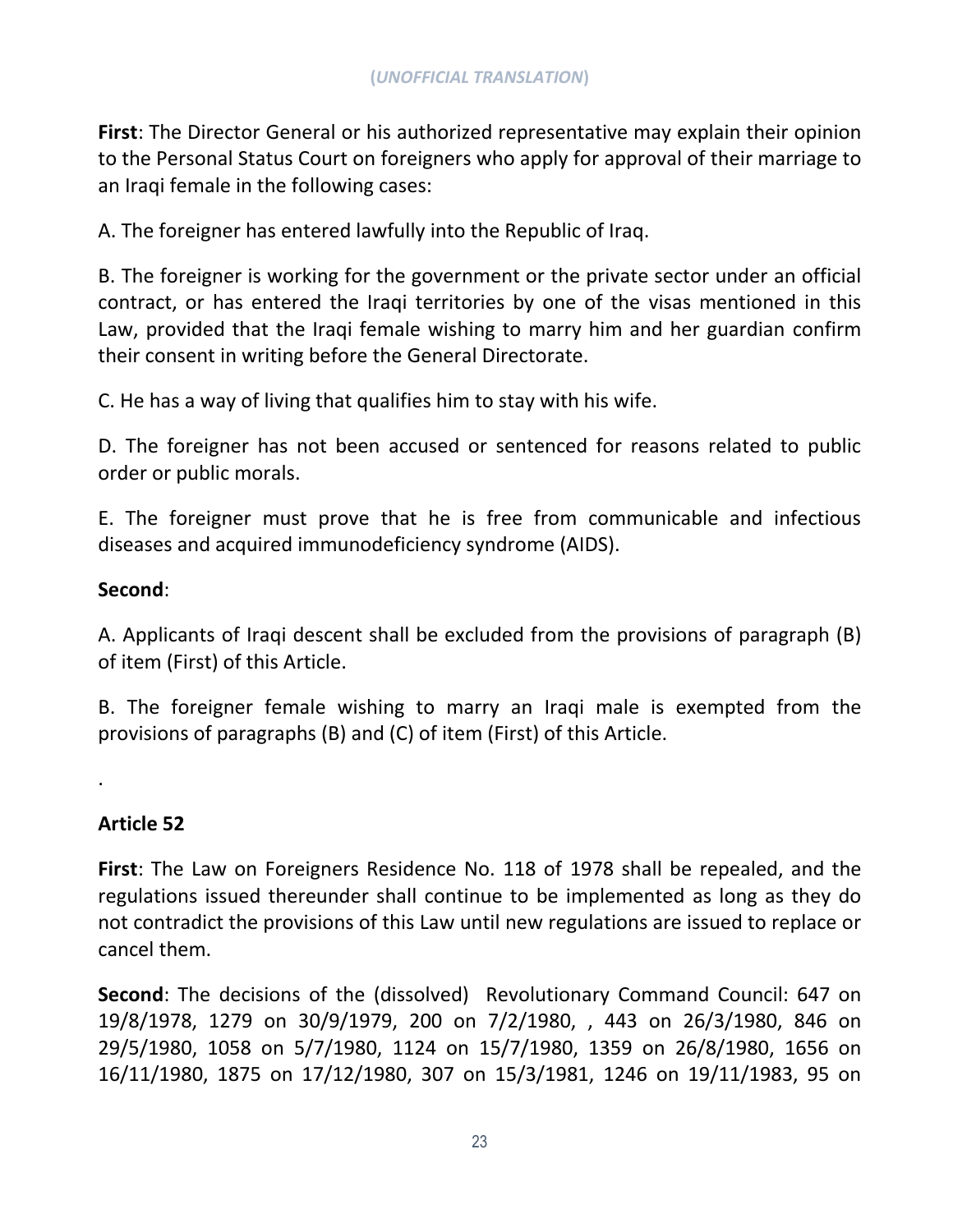**First**: The Director General or his authorized representative may explain their opinion to the Personal Status Court on foreigners who apply for approval of their marriage to an Iraqi female in the following cases:

A. The foreigner has entered lawfully into the Republic of Iraq.

B. The foreigner is working for the government or the private sector under an official contract, or has entered the Iraqi territories by one of the visas mentioned in this Law, provided that the Iraqi female wishing to marry him and her guardian confirm their consent in writing before the General Directorate.

C. He has a way of living that qualifies him to stay with his wife.

D. The foreigner has not been accused or sentenced for reasons related to public order or public morals.

E. The foreigner must prove that he is free from communicable and infectious diseases and acquired immunodeficiency syndrome (AIDS).

**Second**:

A. Applicants of Iraqi descent shall be excluded from the provisions of paragraph (B) of item (First) of this Article.

B. The foreigner female wishing to marry an Iraqi male is exempted from the provisions of paragraphs (B) and (C) of item (First) of this Article.

.

**Article 52**

**First**: The Law on Foreigners Residence No. 118 of 1978 shall be repealed, and the regulations issued thereunder shall continue to be implemented as long as they do not contradict the provisions of this Law until new regulations are issued to replace or cancel them.

**Second**: The decisions of the (dissolved) Revolutionary Command Council: 647 on 19/8/1978, 1279 on 30/9/1979, 200 on 7/2/1980, , 443 on 26/3/1980, 846 on 29/5/1980, 1058 on 5/7/1980, 1124 on 15/7/1980, 1359 on 26/8/1980, 1656 on 16/11/1980, 1875 on 17/12/1980, 307 on 15/3/1981, 1246 on 19/11/1983, 95 on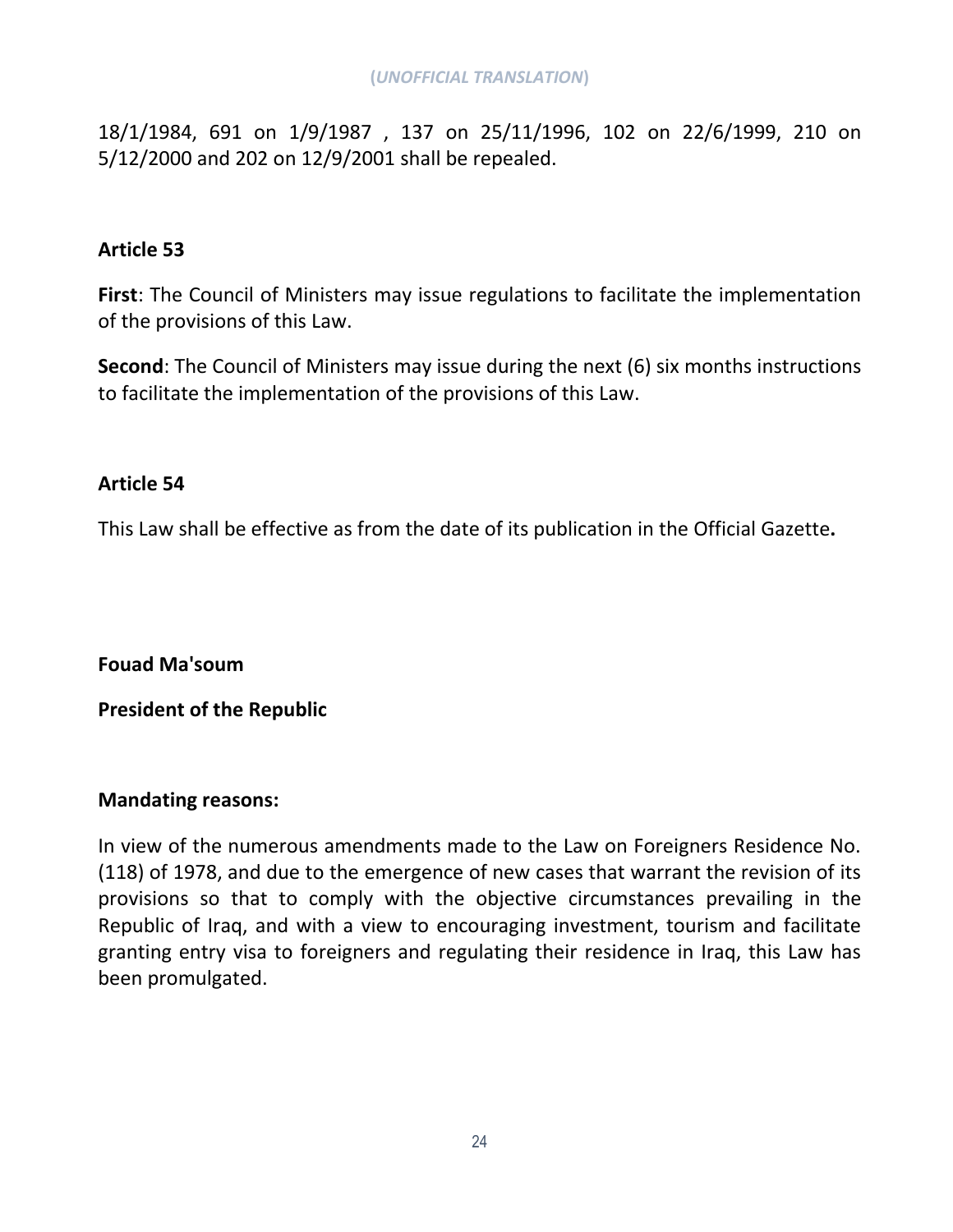18/1/1984, 691 on 1/9/1987 , 137 on 25/11/1996, 102 on 22/6/1999, 210 on 5/12/2000 and 202 on 12/9/2001 shall be repealed.

### Article 53

**First**: The Council of Ministers may issue regulations to facilitate the implementation of the provisions of this Law.

**Second**: The Council of Ministers may issue during the next (6) six months instructions to facilitate the implementation of the provisions of this Law.

### Article 54

This Law shall be effective as from the date of its publication in the Official Gazette**.**

**Fouad Ma'soum**

**President of the Republic**

### Mandating reasons:

In view of the numerous amendments made to the Law on Foreigners Residence No. (118) of 1978, and due to the emergence of new cases that warrant the revision of its provisions so that to comply with the objective circumstances prevailing in the Republic of Iraq, and with a view to encouraging investment, tourism and facilitate granting entry visa to foreigners and regulating their residence in Iraq, this Law has been promulgated.